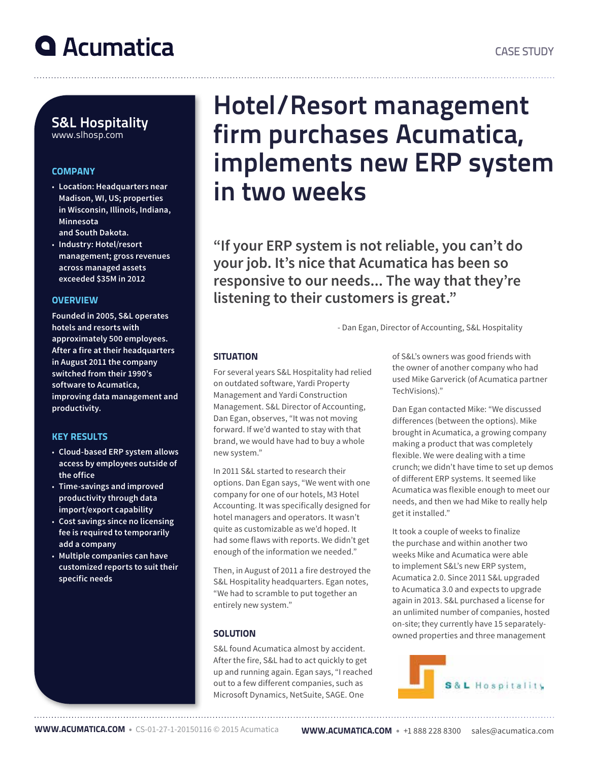# Acumatica

CASE STUDY

## S&L Hospitality

www.slhosp.com

### COMPANY

- Location: Headquarters near Madison, WI, US; properties in Wisconsin, Illinois, Indiana, Minnesota and South Dakota.
- Industry: Hotel/resort management; gross revenues across managed assets exceeded $35M in 2012

### OVERVIEW

Founded in 2005, S&L operates hotels and resorts with approximately 500 employees. After a fire at their headquarters in August 2011 the company switched from their 1990's software to Acumatica, improving data management and productivity.

### KEY RESULTS

- Cloud-based ERP system allows access by employees outside of the office
- Time-savings and improved productivity through data import/export capability
- Cost savings since no licensing fee is required to temporarily add a company
- Multiple companies can have customized reports to suit their specific needs

# Hotel/Resort management firm purchases Acumatica, implements new ERP system in two weeks

> "If your ERP system is not reliable, you can't do your job. It's nice that Acumatica has been so responsive to our needs... The way that they're listening to their customers is great."
>
> \- Dan Egan, Director of Accounting, S&L Hospitality

### SITUATION

For several years S&L Hospitality had relied on outdated software, Yardi Property Management and Yardi Construction Management. S&L Director of Accounting, Dan Egan, observes, "It was not moving forward. If we'd wanted to stay with that brand, we would have had to buy a whole new system."

In 2011 S&L started to research their options. Dan Egan says, "We went with one company for one of our hotels, M3 Hotel Accounting. It was specifically designed for hotel managers and operators. It wasn't quite as customizable as we'd hoped. It had some flaws with reports. We didn't get enough of the information we needed."

Then, in August of 2011 a fire destroyed the S&L Hospitality headquarters. Egan notes, "We had to scramble to put together an entirely new system."

### SOLUTION

S&L found Acumatica almost by accident. After the fire, S&L had to act quickly to get up and running again. Egan says, "I reached out to a few different companies, such as Microsoft Dynamics, NetSuite, SAGE. One of S&L's owners was good friends with the owner of another company who had used Mike Garverick (of Acumatica partner TechVisions)."

Dan Egan contacted Mike: "We discussed differences (between the options). Mike brought in Acumatica, a growing company making a product that was completely flexible. We were dealing with a time crunch; we didn't have time to set up demos of different ERP systems. It seemed like Acumatica was flexible enough to meet our needs, and then we had Mike to really help get it installed."

It took a couple of weeks to finalize the purchase and within another two weeks Mike and Acumatica were able to implement S&L's new ERP system, Acumatica 2.0. Since 2011 S&L upgraded to Acumatica 3.0 and expects to upgrade again in 2013. S&L purchased a license for an unlimited number of companies, hosted on-site; they currently have 15 separately-owned properties and three management

S&L Hospitality

WWW.ACUMATICA.COM • CS-01-27-1-20150116 © 2015 Acumatica

WWW.ACUMATICA.COM • +1 888 228 8300 sales@acumatica.com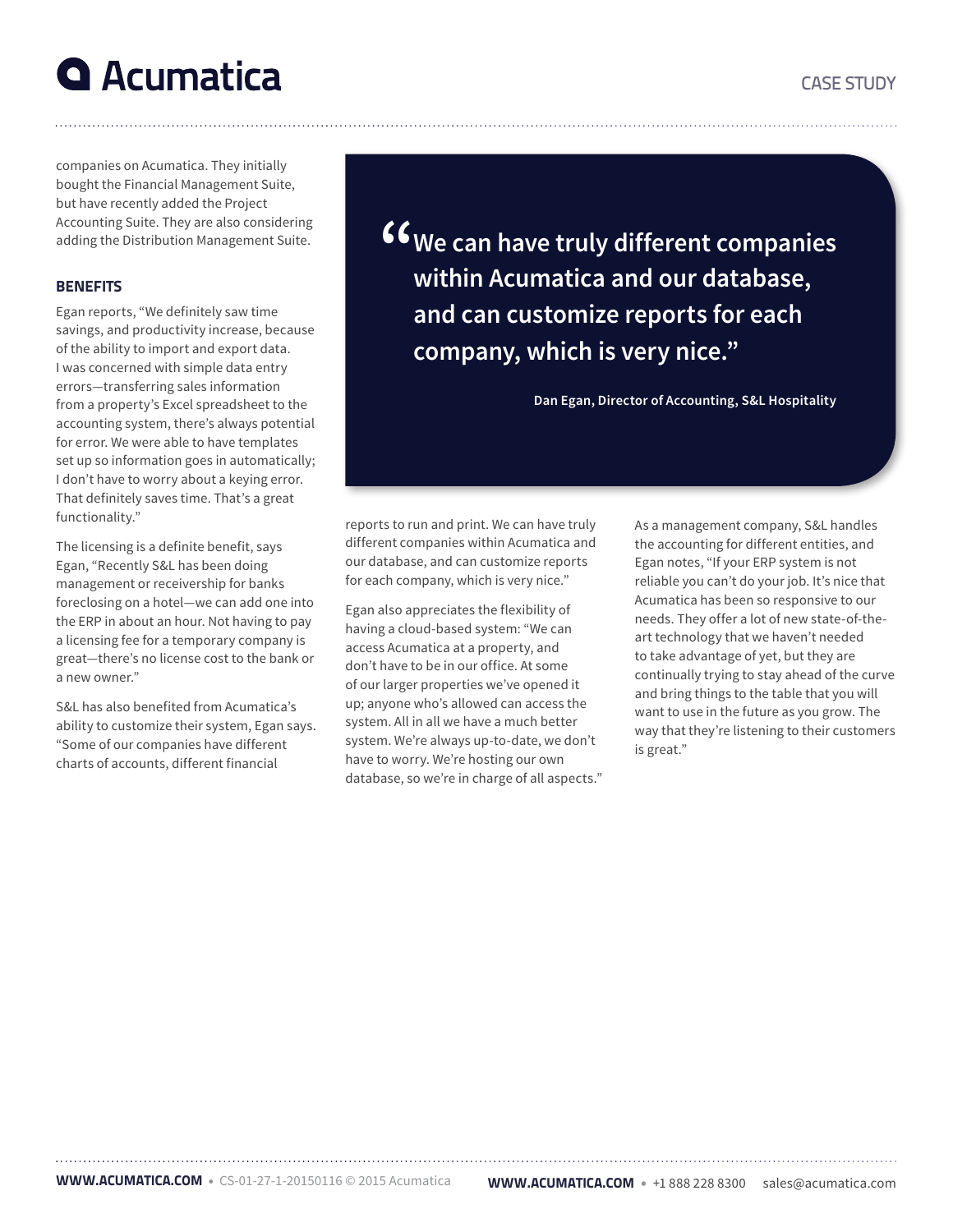companies on Acumatica. They initially bought the Financial Management Suite, but have recently added the Project Accounting Suite. They are also considering adding the Distribution Management Suite.

> **"We can have truly different companies within Acumatica and our database, and can customize reports for each company, which is very nice."**
>
> **Dan Egan, Director of Accounting, S&L Hospitality**

### BENEFITS

Egan reports, "We definitely saw time savings, and productivity increase, because of the ability to import and export data. I was concerned with simple data entry errors—transferring sales information from a property's Excel spreadsheet to the accounting system, there's always potential for error. We were able to have templates set up so information goes in automatically; I don't have to worry about a keying error. That definitely saves time. That's a great functionality."

The licensing is a definite benefit, says Egan, "Recently S&L has been doing management or receivership for banks foreclosing on a hotel—we can add one into the ERP in about an hour. Not having to pay a licensing fee for a temporary company is great—there's no license cost to the bank or a new owner."

S&L has also benefited from Acumatica's ability to customize their system, Egan says. "Some of our companies have different charts of accounts, different financial reports to run and print. We can have truly different companies within Acumatica and our database, and can customize reports for each company, which is very nice."

Egan also appreciates the flexibility of having a cloud-based system: "We can access Acumatica at a property, and don't have to be in our office. At some of our larger properties we've opened it up; anyone who's allowed can access the system. All in all we have a much better system. We're always up-to-date, we don't have to worry. We're hosting our own database, so we're in charge of all aspects."

As a management company, S&L handles the accounting for different entities, and Egan notes, "If your ERP system is not reliable you can't do your job. It's nice that Acumatica has been so responsive to our needs. They offer a lot of new state-of-the-art technology that we haven't needed to take advantage of yet, but they are continually trying to stay ahead of the curve and bring things to the table that you will want to use in the future as you grow. The way that they're listening to their customers is great."

**WWW.ACUMATICA.COM** • CS-01-27-1-20150116 © 2015 Acumatica

**WWW.ACUMATICA.COM** • +1 888 228 8300 sales@acumatica.com